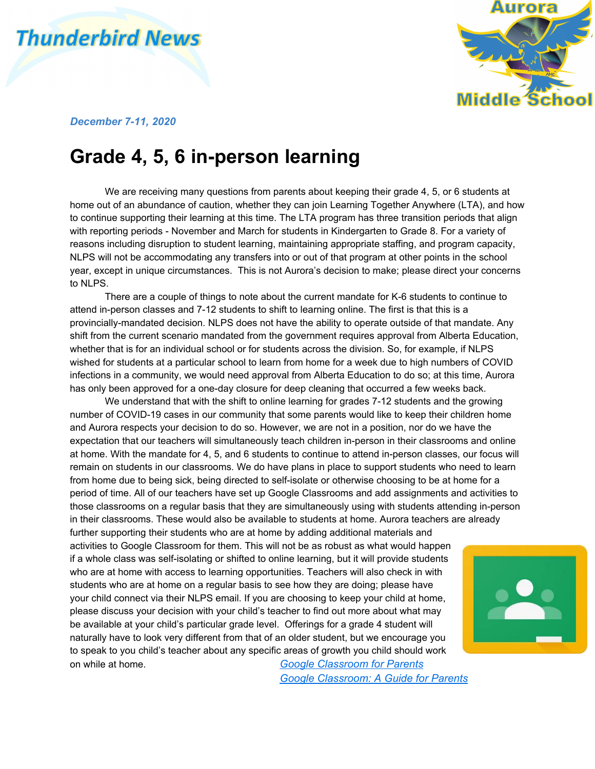Thunderbird News

Aurora Middle School

*December 7-11, 2020*

# Grade 4, 5, 6 in-person learning

We are receiving many questions from parents about keeping their grade 4, 5, or 6 students at home out of an abundance of caution, whether they can join Learning Together Anywhere (LTA), and how to continue supporting their learning at this time. The LTA program has three transition periods that align with reporting periods - November and March for students in Kindergarten to Grade 8. For a variety of reasons including disruption to student learning, maintaining appropriate staffing, and program capacity, NLPS will not be accommodating any transfers into or out of that program at other points in the school year, except in unique circumstances. This is not Aurora's decision to make; please direct your concerns to NLPS.

There are a couple of things to note about the current mandate for K-6 students to continue to attend in-person classes and 7-12 students to shift to learning online. The first is that this is a provincially-mandated decision. NLPS does not have the ability to operate outside of that mandate. Any shift from the current scenario mandated from the government requires approval from Alberta Education, whether that is for an individual school or for students across the division. So, for example, if NLPS wished for students at a particular school to learn from home for a week due to high numbers of COVID infections in a community, we would need approval from Alberta Education to do so; at this time, Aurora has only been approved for a one-day closure for deep cleaning that occurred a few weeks back.

We understand that with the shift to online learning for grades 7-12 students and the growing number of COVID-19 cases in our community that some parents would like to keep their children home and Aurora respects your decision to do so. However, we are not in a position, nor do we have the expectation that our teachers will simultaneously teach children in-person in their classrooms and online at home. With the mandate for 4, 5, and 6 students to continue to attend in-person classes, our focus will remain on students in our classrooms. We do have plans in place to support students who need to learn from home due to being sick, being directed to self-isolate or otherwise choosing to be at home for a period of time. All of our teachers have set up Google Classrooms and add assignments and activities to those classrooms on a regular basis that they are simultaneously using with students attending in-person in their classrooms. These would also be available to students at home. Aurora teachers are already further supporting their students who are at home by adding additional materials and activities to Google Classroom for them. This will not be as robust as what would happen if a whole class was self-isolating or shifted to online learning, but it will provide students who are at home with access to learning opportunities. Teachers will also check in with students who are at home on a regular basis to see how they are doing; please have your child connect via their NLPS email. If you are choosing to keep your child at home, please discuss your decision with your child's teacher to find out more about what may be available at your child's particular grade level. Offerings for a grade 4 student will naturally have to look very different from that of an older student, but we encourage you to speak to you child's teacher about any specific areas of growth you child should work on while at home.

[Google Classroom for Parents]

[Google Classroom: A Guide for Parents]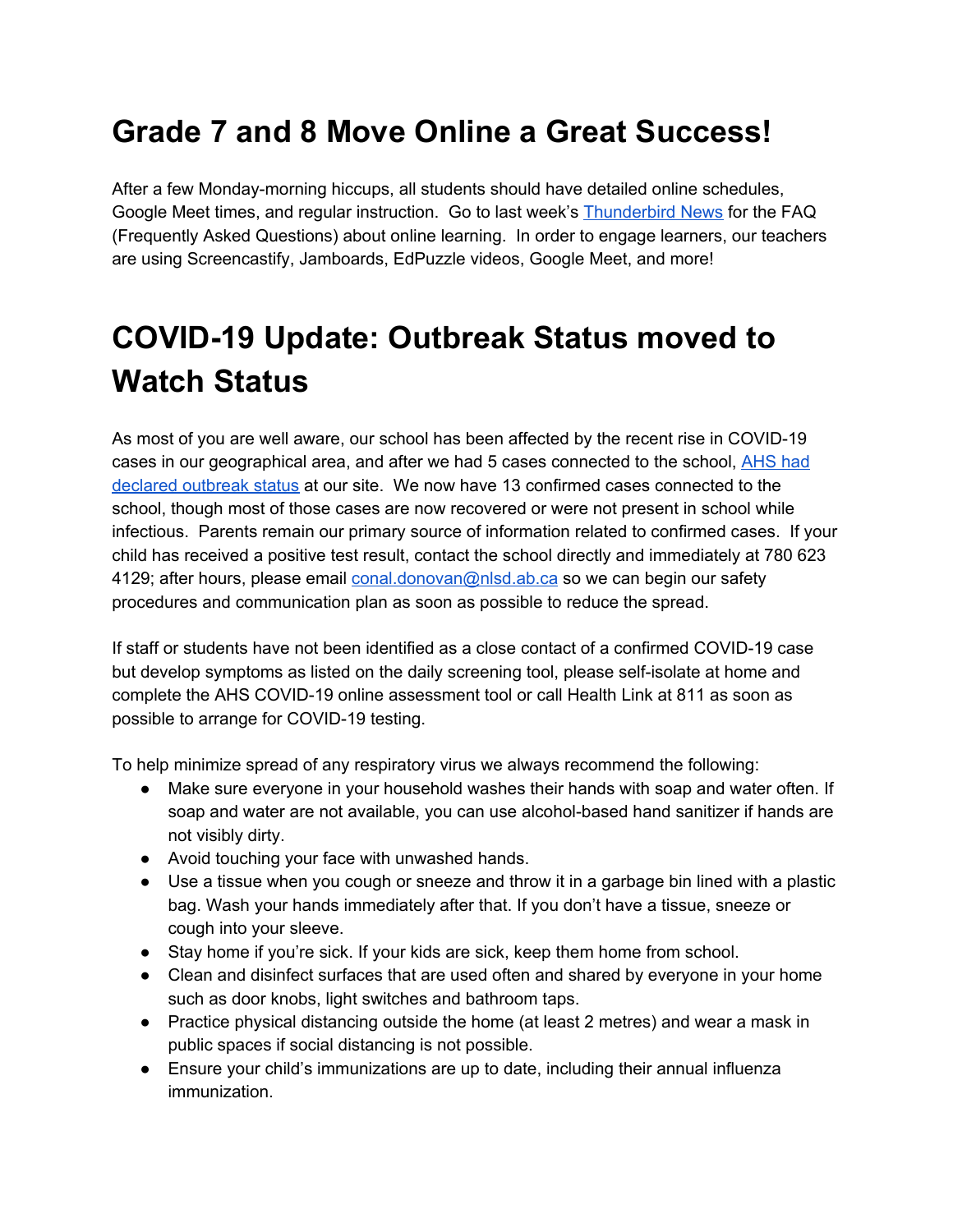# Grade 7 and 8 Move Online a Great Success!

After a few Monday-morning hiccups, all students should have detailed online schedules, Google Meet times, and regular instruction. Go to last week's [Thunderbird News] for the FAQ (Frequently Asked Questions) about online learning. In order to engage learners, our teachers are using Screencastify, Jamboards, EdPuzzle videos, Google Meet, and more!

# COVID-19 Update: Outbreak Status moved to Watch Status

As most of you are well aware, our school has been affected by the recent rise in COVID-19 cases in our geographical area, and after we had 5 cases connected to the school, [AHS had declared outbreak status] at our site. We now have 13 confirmed cases connected to the school, though most of those cases are now recovered or were not present in school while infectious. Parents remain our primary source of information related to confirmed cases. If your child has received a positive test result, contact the school directly and immediately at 780 623 4129; after hours, please email conal.donovan@nlsd.ab.ca so we can begin our safety procedures and communication plan as soon as possible to reduce the spread.

If staff or students have not been identified as a close contact of a confirmed COVID-19 case but develop symptoms as listed on the daily screening tool, please self-isolate at home and complete the AHS COVID-19 online assessment tool or call Health Link at 811 as soon as possible to arrange for COVID-19 testing.

To help minimize spread of any respiratory virus we always recommend the following:

- Make sure everyone in your household washes their hands with soap and water often. If soap and water are not available, you can use alcohol-based hand sanitizer if hands are not visibly dirty.
- Avoid touching your face with unwashed hands.
- Use a tissue when you cough or sneeze and throw it in a garbage bin lined with a plastic bag. Wash your hands immediately after that. If you don't have a tissue, sneeze or cough into your sleeve.
- Stay home if you're sick. If your kids are sick, keep them home from school.
- Clean and disinfect surfaces that are used often and shared by everyone in your home such as door knobs, light switches and bathroom taps.
- Practice physical distancing outside the home (at least 2 metres) and wear a mask in public spaces if social distancing is not possible.
- Ensure your child's immunizations are up to date, including their annual influenza immunization.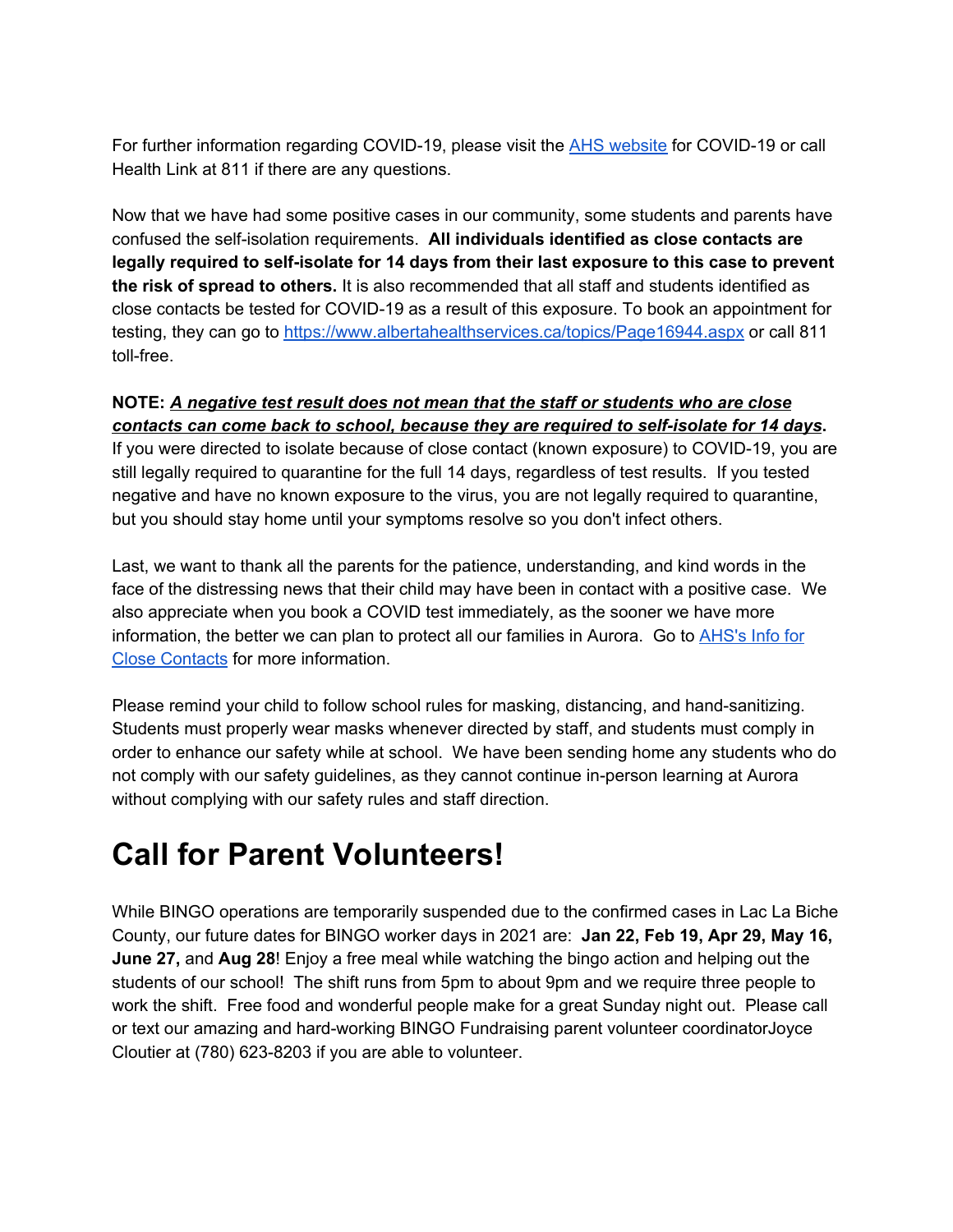For further information regarding COVID-19, please visit the [AHS website](#) for COVID-19 or call Health Link at 811 if there are any questions.

Now that we have had some positive cases in our community, some students and parents have confused the self-isolation requirements. **All individuals identified as close contacts are legally required to self-isolate for 14 days from their last exposure to this case to prevent the risk of spread to others.** It is also recommended that all staff and students identified as close contacts be tested for COVID-19 as a result of this exposure. To book an appointment for testing, they can go to https://www.albertahealthservices.ca/topics/Page16944.aspx or call 811 toll-free.

**NOTE:** ***A negative test result does not mean that the staff or students who are close contacts can come back to school, because they are required to self-isolate for 14 days*****.** If you were directed to isolate because of close contact (known exposure) to COVID-19, you are still legally required to quarantine for the full 14 days, regardless of test results. If you tested negative and have no known exposure to the virus, you are not legally required to quarantine, but you should stay home until your symptoms resolve so you don't infect others.

Last, we want to thank all the parents for the patience, understanding, and kind words in the face of the distressing news that their child may have been in contact with a positive case. We also appreciate when you book a COVID test immediately, as the sooner we have more information, the better we can plan to protect all our families in Aurora. Go to [AHS's Info for Close Contacts](#) for more information.

Please remind your child to follow school rules for masking, distancing, and hand-sanitizing. Students must properly wear masks whenever directed by staff, and students must comply in order to enhance our safety while at school. We have been sending home any students who do not comply with our safety guidelines, as they cannot continue in-person learning at Aurora without complying with our safety rules and staff direction.

# Call for Parent Volunteers!

While BINGO operations are temporarily suspended due to the confirmed cases in Lac La Biche County, our future dates for BINGO worker days in 2021 are: **Jan 22, Feb 19, Apr 29, May 16, June 27,** and **Aug 28**! Enjoy a free meal while watching the bingo action and helping out the students of our school! The shift runs from 5pm to about 9pm and we require three people to work the shift. Free food and wonderful people make for a great Sunday night out. Please call or text our amazing and hard-working BINGO Fundraising parent volunteer coordinatorJoyce Cloutier at (780) 623-8203 if you are able to volunteer.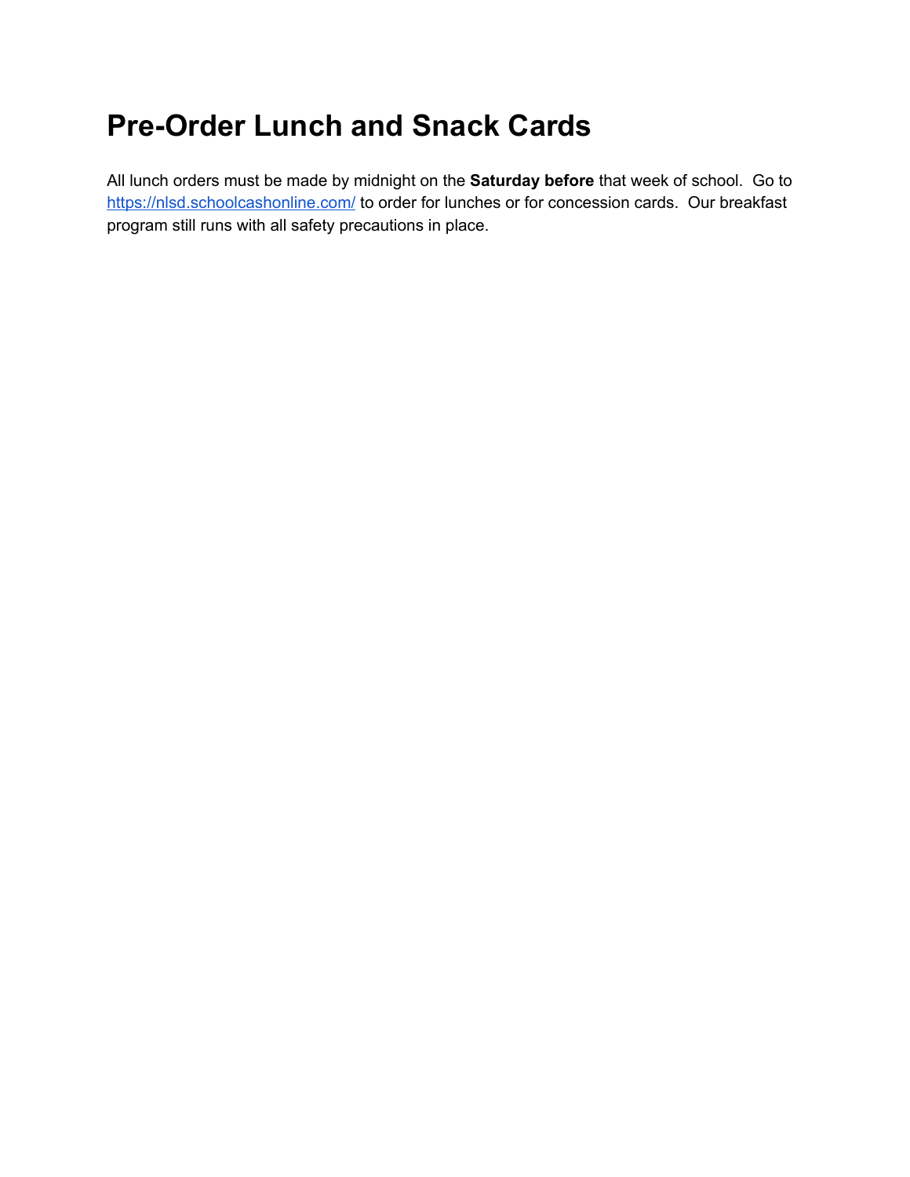# Pre-Order Lunch and Snack Cards

All lunch orders must be made by midnight on the **Saturday before** that week of school. Go to [https://nlsd.schoolcashonline.com/](https://nlsd.schoolcashonline.com/) to order for lunches or for concession cards. Our breakfast program still runs with all safety precautions in place.